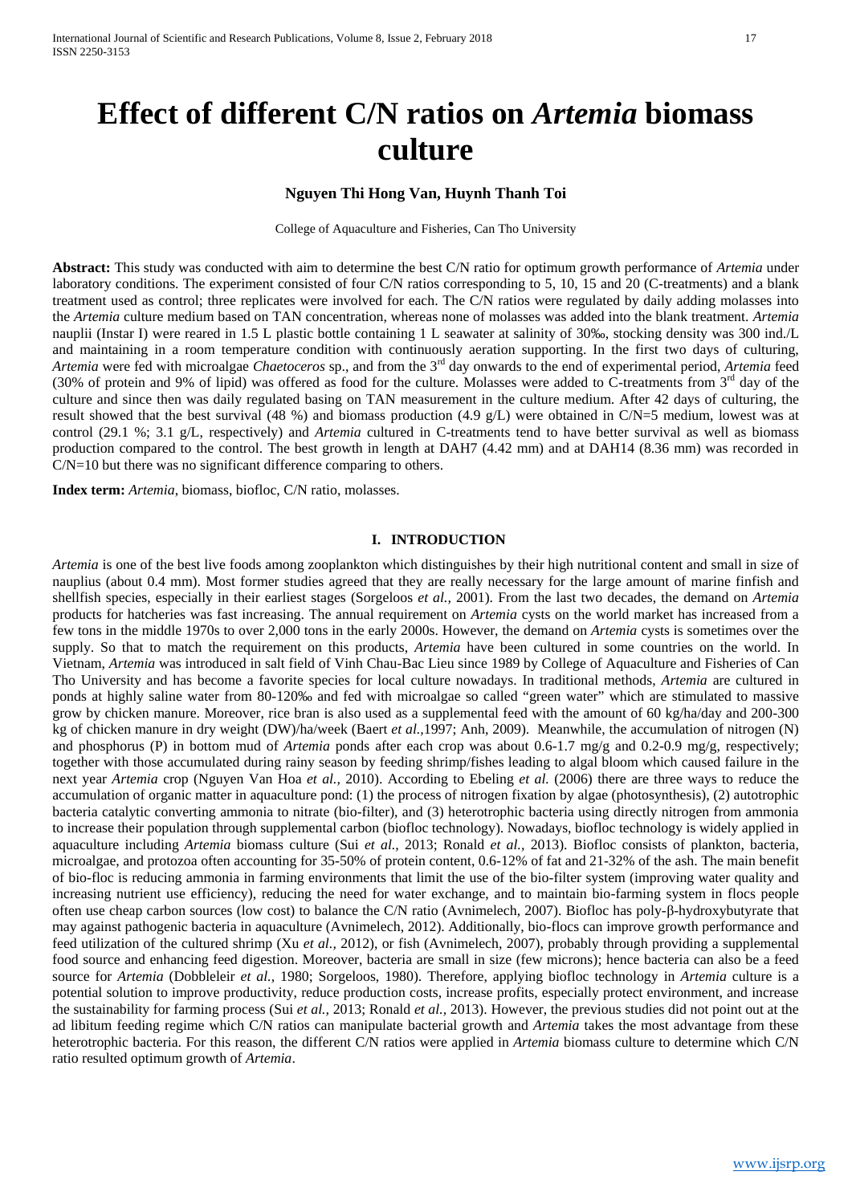# Effect of different C/N ratios on *Artemia* biomass culture

**Nguyen Thi Hong Van, Huynh Thanh Toi**

College of Aquaculture and Fisheries, Can Tho University

**Abstract:** This study was conducted with aim to determine the best C/N ratio for optimum growth performance of *Artemia* under laboratory conditions. The experiment consisted of four C/N ratios corresponding to 5, 10, 15 and 20 (C-treatments) and a blank treatment used as control; three replicates were involved for each. The C/N ratios were regulated by daily adding molasses into the *Artemia* culture medium based on TAN concentration, whereas none of molasses was added into the blank treatment. *Artemia* nauplii (Instar I) were reared in 1.5 L plastic bottle containing 1 L seawater at salinity of 30‰, stocking density was 300 ind./L and maintaining in a room temperature condition with continuously aeration supporting. In the first two days of culturing, *Artemia* were fed with microalgae *Chaetoceros* sp., and from the 3rd day onwards to the end of experimental period, *Artemia* feed (30% of protein and 9% of lipid) was offered as food for the culture. Molasses were added to C-treatments from 3rd day of the culture and since then was daily regulated basing on TAN measurement in the culture medium. After 42 days of culturing, the result showed that the best survival (48 %) and biomass production (4.9 g/L) were obtained in C/N=5 medium, lowest was at control (29.1 %; 3.1 g/L, respectively) and *Artemia* cultured in C-treatments tend to have better survival as well as biomass production compared to the control. The best growth in length at DAH7 (4.42 mm) and at DAH14 (8.36 mm) was recorded in C/N=10 but there was no significant difference comparing to others.

**Index term:** *Artemia*, biomass, biofloc, C/N ratio, molasses.

## I. INTRODUCTION

*Artemia* is one of the best live foods among zooplankton which distinguishes by their high nutritional content and small in size of nauplius (about 0.4 mm). Most former studies agreed that they are really necessary for the large amount of marine finfish and shellfish species, especially in their earliest stages (Sorgeloos *et al.,* 2001). From the last two decades, the demand on *Artemia* products for hatcheries was fast increasing. The annual requirement on *Artemia* cysts on the world market has increased from a few tons in the middle 1970s to over 2,000 tons in the early 2000s. However, the demand on *Artemia* cysts is sometimes over the supply. So that to match the requirement on this products, *Artemia* have been cultured in some countries on the world. In Vietnam, *Artemia* was introduced in salt field of Vinh Chau-Bac Lieu since 1989 by College of Aquaculture and Fisheries of Can Tho University and has become a favorite species for local culture nowadays. In traditional methods, *Artemia* are cultured in ponds at highly saline water from 80-120‰ and fed with microalgae so called "green water" which are stimulated to massive grow by chicken manure. Moreover, rice bran is also used as a supplemental feed with the amount of 60 kg/ha/day and 200-300 kg of chicken manure in dry weight (DW)/ha/week (Baert *et al.,*1997; Anh, 2009). Meanwhile, the accumulation of nitrogen (N) and phosphorus (P) in bottom mud of *Artemia* ponds after each crop was about 0.6-1.7 mg/g and 0.2-0.9 mg/g, respectively; together with those accumulated during rainy season by feeding shrimp/fishes leading to algal bloom which caused failure in the next year *Artemia* crop (Nguyen Van Hoa *et al.,* 2010). According to Ebeling *et al.* (2006) there are three ways to reduce the accumulation of organic matter in aquaculture pond: (1) the process of nitrogen fixation by algae (photosynthesis), (2) autotrophic bacteria catalytic converting ammonia to nitrate (bio-filter), and (3) heterotrophic bacteria using directly nitrogen from ammonia to increase their population through supplemental carbon (biofloc technology). Nowadays, biofloc technology is widely applied in aquaculture including *Artemia* biomass culture (Sui *et al.,* 2013; Ronald *et al.,* 2013). Biofloc consists of plankton, bacteria, microalgae, and protozoa often accounting for 35-50% of protein content, 0.6-12% of fat and 21-32% of the ash. The main benefit of bio-floc is reducing ammonia in farming environments that limit the use of the bio-filter system (improving water quality and increasing nutrient use efficiency), reducing the need for water exchange, and to maintain bio-farming system in flocs people often use cheap carbon sources (low cost) to balance the C/N ratio (Avnimelech, 2007). Biofloc has poly-β-hydroxybutyrate that may against pathogenic bacteria in aquaculture (Avnimelech, 2012). Additionally, bio-flocs can improve growth performance and feed utilization of the cultured shrimp (Xu *et al.,* 2012), or fish (Avnimelech, 2007), probably through providing a supplemental food source and enhancing feed digestion. Moreover, bacteria are small in size (few microns); hence bacteria can also be a feed source for *Artemia* (Dobbleleir *et al.,* 1980; Sorgeloos, 1980). Therefore, applying biofloc technology in *Artemia* culture is a potential solution to improve productivity, reduce production costs, increase profits, especially protect environment, and increase the sustainability for farming process (Sui *et al.,* 2013; Ronald *et al.,* 2013). However, the previous studies did not point out at the ad libitum feeding regime which C/N ratios can manipulate bacterial growth and *Artemia* takes the most advantage from these heterotrophic bacteria. For this reason, the different C/N ratios were applied in *Artemia* biomass culture to determine which C/N ratio resulted optimum growth of *Artemia*.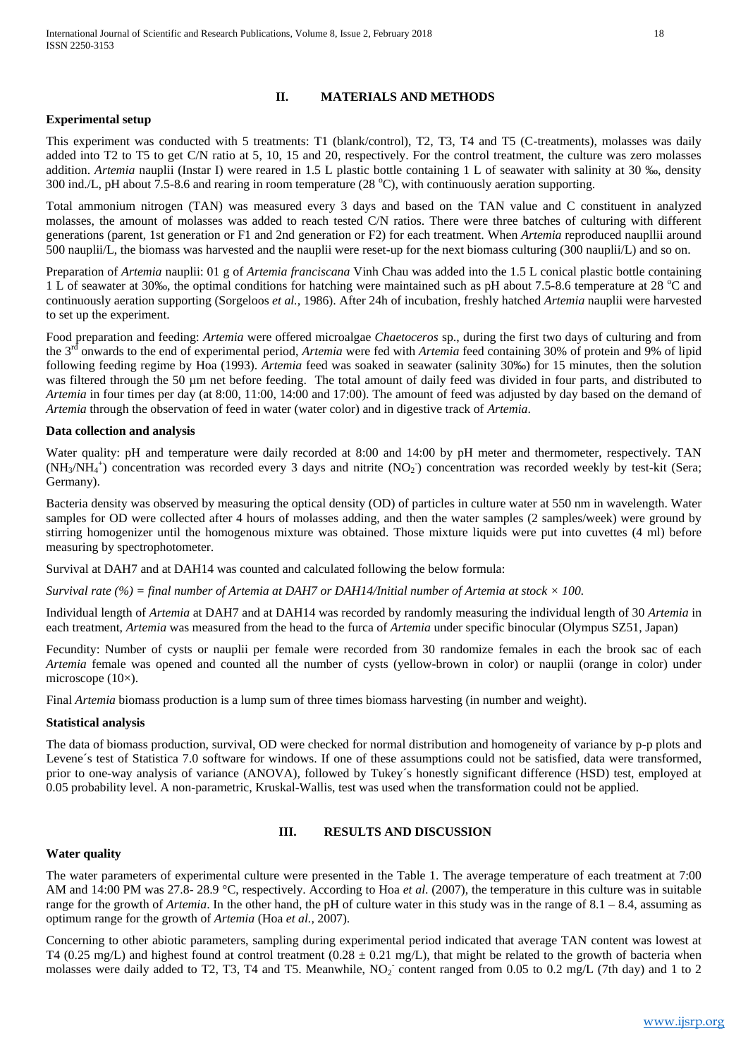## II. MATERIALS AND METHODS

### Experimental setup

This experiment was conducted with 5 treatments: T1 (blank/control), T2, T3, T4 and T5 (C-treatments), molasses was daily added into T2 to T5 to get C/N ratio at 5, 10, 15 and 20, respectively. For the control treatment, the culture was zero molasses addition. *Artemia* nauplii (Instar I) were reared in 1.5 L plastic bottle containing 1 L of seawater with salinity at 30 ‰, density 300 ind./L, pH about 7.5-8.6 and rearing in room temperature (28 °C), with continuously aeration supporting.

Total ammonium nitrogen (TAN) was measured every 3 days and based on the TAN value and C constituent in analyzed molasses, the amount of molasses was added to reach tested C/N ratios. There were three batches of culturing with different generations (parent, 1st generation or F1 and 2nd generation or F2) for each treatment. When *Artemia* reproduced naupllii around 500 nauplii/L, the biomass was harvested and the nauplii were reset-up for the next biomass culturing (300 naupllii/L) and so on.

Preparation of *Artemia* nauplii: 01 g of *Artemia franciscana* Vinh Chau was added into the 1.5 L conical plastic bottle containing 1 L of seawater at 30‰, the optimal conditions for hatching were maintained such as pH about 7.5-8.6 temperature at 28 °C and continuously aeration supporting (Sorgeloos *et al.,* 1986). After 24h of incubation, freshly hatched *Artemia* nauplii were harvested to set up the experiment.

Food preparation and feeding: *Artemia* were offered microalgae *Chaetoceros* sp., during the first two days of culturing and from the 3rd onwards to the end of experimental period, *Artemia* were fed with *Artemia* feed containing 30% of protein and 9% of lipid following feeding regime by Hoa (1993). *Artemia* feed was soaked in seawater (salinity 30‰) for 15 minutes, then the solution was filtered through the 50 µm net before feeding. The total amount of daily feed was divided in four parts, and distributed to *Artemia* in four times per day (at 8:00, 11:00, 14:00 and 17:00). The amount of feed was adjusted by day based on the demand of *Artemia* through the observation of feed in water (water color) and in digestive track of *Artemia*.

### Data collection and analysis

Water quality: pH and temperature were daily recorded at 8:00 and 14:00 by pH meter and thermometer, respectively. TAN ($NH_3/NH_4^+$) concentration was recorded every 3 days and nitrite ($NO_2^-$) concentration was recorded weekly by test-kit (Sera; Germany).

Bacteria density was observed by measuring the optical density (OD) of particles in culture water at 550 nm in wavelength. Water samples for OD were collected after 4 hours of molasses adding, and then the water samples (2 samples/week) were ground by stirring homogenizer until the homogenous mixture was obtained. Those mixture liquids were put into cuvettes (4 ml) before measuring by spectrophotometer.

Survival at DAH7 and at DAH14 was counted and calculated following the below formula:

*Survival rate (%) = final number of Artemia at DAH7 or DAH14/Initial number of Artemia at stock × 100.*

Individual length of *Artemia* at DAH7 and at DAH14 was recorded by randomly measuring the individual length of 30 *Artemia* in each treatment, *Artemia* was measured from the head to the furca of *Artemia* under specific binocular (Olympus SZ51, Japan)

Fecundity: Number of cysts or nauplii per female were recorded from 30 randomize females in each the brook sac of each *Artemia* female was opened and counted all the number of cysts (yellow-brown in color) or nauplii (orange in color) under microscope (10×).

Final *Artemia* biomass production is a lump sum of three times biomass harvesting (in number and weight).

### Statistical analysis

The data of biomass production, survival, OD were checked for normal distribution and homogeneity of variance by p-p plots and Levene´s test of Statistica 7.0 software for windows. If one of these assumptions could not be satisfied, data were transformed, prior to one-way analysis of variance (ANOVA), followed by Tukey´s honestly significant difference (HSD) test, employed at 0.05 probability level. A non-parametric, Kruskal-Wallis, test was used when the transformation could not be applied.

## III. RESULTS AND DISCUSSION

### Water quality

The water parameters of experimental culture were presented in the Table 1. The average temperature of each treatment at 7:00 AM and 14:00 PM was 27.8- 28.9 °C, respectively. According to Hoa *et al.* (2007), the temperature in this culture was in suitable range for the growth of *Artemia*. In the other hand, the pH of culture water in this study was in the range of 8.1 – 8.4, assuming as optimum range for the growth of *Artemia* (Hoa *et al.,* 2007).

Concerning to other abiotic parameters, sampling during experimental period indicated that average TAN content was lowest at T4 (0.25 mg/L) and highest found at control treatment (0.28 ± 0.21 mg/L), that might be related to the growth of bacteria when molasses were daily added to T2, T3, T4 and T5. Meanwhile, $NO_2^-$ content ranged from 0.05 to 0.2 mg/L (7th day) and 1 to 2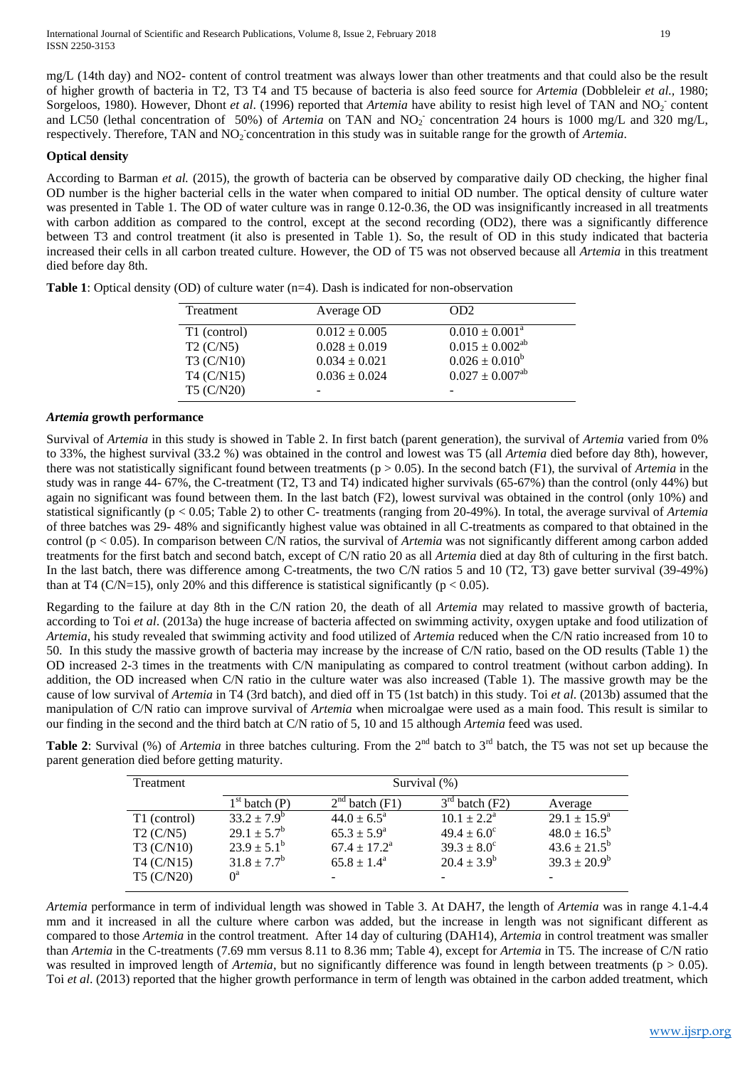mg/L (14th day) and $NO_2^-$ content of control treatment was always lower than other treatments and that could also be the result of higher growth of bacteria in T2, T3 T4 and T5 because of bacteria is also feed source for *Artemia* (Dobbleleir *et al.*, 1980; Sorgeloos, 1980). However, Dhont *et al*. (1996) reported that *Artemia* have ability to resist high level of TAN and $NO_2^-$ content and LC50 (lethal concentration of 50%) of *Artemia* on TAN and $NO_2^-$ concentration 24 hours is 1000 mg/L and 320 mg/L, respectively. Therefore, TAN and $NO_2^-$ concentration in this study was in suitable range for the growth of *Artemia*.

**Optical density**

According to Barman *et al.* (2015), the growth of bacteria can be observed by comparative daily OD checking, the higher final OD number is the higher bacterial cells in the water when compared to initial OD number. The optical density of culture water was presented in Table 1. The OD of water culture was in range 0.12-0.36, the OD was insignificantly increased in all treatments with carbon addition as compared to the control, except at the second recording (OD2), there was a significantly difference between T3 and control treatment (it also is presented in Table 1). So, the result of OD in this study indicated that bacteria increased their cells in all carbon treated culture. However, the OD of T5 was not observed because all *Artemia* in this treatment died before day 8th.

**Table 1**: Optical density (OD) of culture water (n=4). Dash is indicated for non-observation

| Treatment | Average OD | OD2 |
|---|---|---|
| T1 (control) | 0.012 ± 0.005 | $0.010 \pm 0.001^{a}$ |
| T2 (C/N5) | 0.028 ± 0.019 | $0.015 \pm 0.002^{ab}$ |
| T3 (C/N10) | 0.034 ± 0.021 | $0.026 \pm 0.010^{b}$ |
| T4 (C/N15) | 0.036 ± 0.024 | $0.027 \pm 0.007^{ab}$ |
| T5 (C/N20) | - | - |

### *Artemia* growth performance

Survival of *Artemia* in this study is showed in Table 2. In first batch (parent generation), the survival of *Artemia* varied from 0% to 33%, the highest survival (33.2 %) was obtained in the control and lowest was T5 (all *Artemia* died before day 8th), however, there was not statistically significant found between treatments ($p > 0.05$). In the second batch (F1), the survival of *Artemia* in the study was in range 44- 67%, the C-treatment (T2, T3 and T4) indicated higher survivals (65-67%) than the control (only 44%) but again no significant was found between them. In the last batch (F2), lowest survival was obtained in the control (only 10%) and statistical significantly ($p < 0.05$; Table 2) to other C- treatments (ranging from 20-49%). In total, the average survival of *Artemia* of three batches was 29- 48% and significantly highest value was obtained in all C-treatments as compared to that obtained in the control ($p < 0.05$). In comparison between C/N ratios, the survival of *Artemia* was not significantly different among carbon added treatments for the first batch and second batch, except of C/N ratio 20 as all *Artemia* died at day 8th of culturing in the first batch. In the last batch, there was difference among C-treatments, the two C/N ratios 5 and 10 (T2, T3) gave better survival (39-49%) than at T4 (C/N=15), only 20% and this difference is statistical significantly ($p < 0.05$).

Regarding to the failure at day 8th in the C/N ration 20, the death of all *Artemia* may related to massive growth of bacteria, according to Toi *et al*. (2013a) the huge increase of bacteria affected on swimming activity, oxygen uptake and food utilization of *Artemia*, his study revealed that swimming activity and food utilized of *Artemia* reduced when the C/N ratio increased from 10 to 50. In this study the massive growth of bacteria may increase by the increase of C/N ratio, based on the OD results (Table 1) the OD increased 2-3 times in the treatments with C/N manipulating as compared to control treatment (without carbon adding). In addition, the OD increased when C/N ratio in the culture water was also increased (Table 1). The massive growth may be the cause of low survival of *Artemia* in T4 (3rd batch), and died off in T5 (1st batch) in this study. Toi *et al*. (2013b) assumed that the manipulation of C/N ratio can improve survival of *Artemia* when microalgae were used as a main food. This result is similar to our finding in the second and the third batch at C/N ratio of 5, 10 and 15 although *Artemia* feed was used.

**Table 2**: Survival (%) of *Artemia* in three batches culturing. From the 2nd batch to 3rd batch, the T5 was not set up because the parent generation died before getting maturity.

| Treatment | Survival (%) | | | |
|---|---|---|---|---|
| | 1st batch (P) | 2nd batch (F1) | 3rd batch (F2) | Average |
| T1 (control) | $33.2 \pm 7.9^{b}$ | $44.0 \pm 6.5^{a}$ | $10.1 \pm 2.2^{a}$ | $29.1 \pm 15.9^{a}$ |
| T2 (C/N5) | $29.1 \pm 5.7^{b}$ | $65.3 \pm 5.9^{a}$ | $49.4 \pm 6.0^{c}$ | $48.0 \pm 16.5^{b}$ |
| T3 (C/N10) | $23.9 \pm 5.1^{b}$ | $67.4 \pm 17.2^{a}$ | $39.3 \pm 8.0^{c}$ | $43.6 \pm 21.5^{b}$ |
| T4 (C/N15) | $31.8 \pm 7.7^{b}$ | $65.8 \pm 1.4^{a}$ | $20.4 \pm 3.9^{b}$ | $39.3 \pm 20.9^{b}$ |
| T5 (C/N20) | $0^{a}$ | - | - | - |

*Artemia* performance in term of individual length was showed in Table 3. At DAH7, the length of *Artemia* was in range 4.1-4.4 mm and it increased in all the culture where carbon was added, but the increase in length was not significant different as compared to those *Artemia* in the control treatment. After 14 day of culturing (DAH14), *Artemia* in control treatment was smaller than *Artemia* in the C-treatments (7.69 mm versus 8.11 to 8.36 mm; Table 4), except for *Artemia* in T5. The increase of C/N ratio was resulted in improved length of *Artemia*, but no significantly difference was found in length between treatments ($p > 0.05$). Toi *et al*. (2013) reported that the higher growth performance in term of length was obtained in the carbon added treatment, which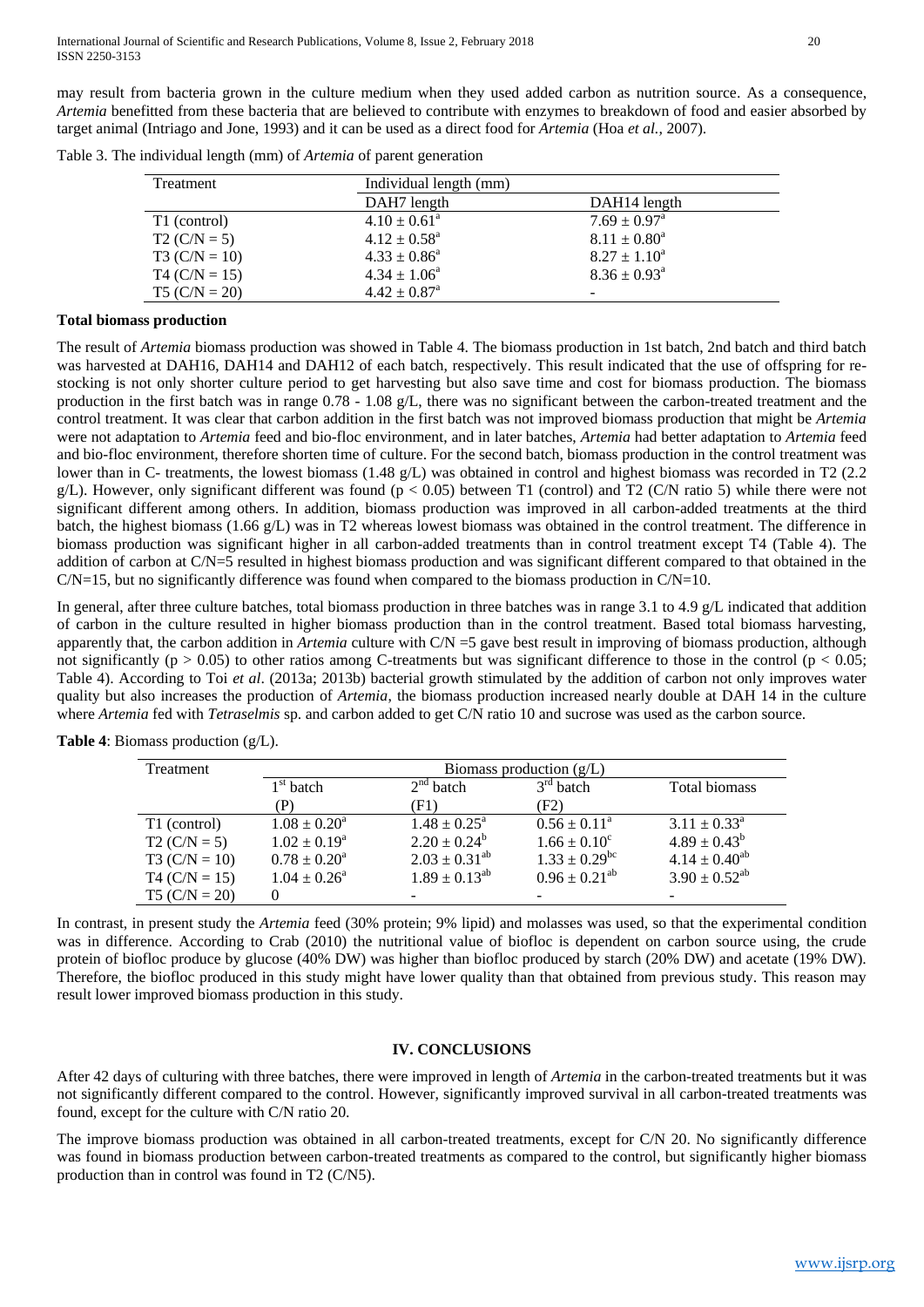may result from bacteria grown in the culture medium when they used added carbon as nutrition source. As a consequence, *Artemia* benefitted from these bacteria that are believed to contribute with enzymes to breakdown of food and easier absorbed by target animal (Intriago and Jone, 1993) and it can be used as a direct food for *Artemia* (Hoa *et al.*, 2007).

Table 3. The individual length (mm) of *Artemia* of parent generation

| Treatment | Individual length (mm) | |
|---|---|---|
| | DAH7 length | DAH14 length |
| T1 (control) | $4.10 \pm 0.61^{a}$ | $7.69 \pm 0.97^{a}$ |
| T2 (C/N = 5) | $4.12 \pm 0.58^{a}$ | $8.11 \pm 0.80^{a}$ |
| T3 (C/N = 10) | $4.33 \pm 0.86^{a}$ | $8.27 \pm 1.10^{a}$ |
| T4 (C/N = 15) | $4.34 \pm 1.06^{a}$ | $8.36 \pm 0.93^{a}$ |
| T5 (C/N = 20) | $4.42 \pm 0.87^{a}$ | - |

**Total biomass production**

The result of *Artemia* biomass production was showed in Table 4. The biomass production in 1st batch, 2nd batch and third batch was harvested at DAH16, DAH14 and DAH12 of each batch, respectively. This result indicated that the use of offspring for re-stocking is not only shorter culture period to get harvesting but also save time and cost for biomass production. The biomass production in the first batch was in range 0.78 - 1.08 g/L, there was no significant between the carbon-treated treatment and the control treatment. It was clear that carbon addition in the first batch was not improved biomass production that might be *Artemia* were not adaptation to *Artemia* feed and bio-floc environment, and in later batches, *Artemia* had better adaptation to *Artemia* feed and bio-floc environment, therefore shorten time of culture. For the second batch, biomass production in the control treatment was lower than in C- treatments, the lowest biomass (1.48 g/L) was obtained in control and highest biomass was recorded in T2 (2.2 g/L). However, only significant different was found ($p < 0.05$) between T1 (control) and T2 (C/N ratio 5) while there were not significant different among others. In addition, biomass production was improved in all carbon-added treatments at the third batch, the highest biomass (1.66 g/L) was in T2 whereas lowest biomass was obtained in the control treatment. The difference in biomass production was significant higher in all carbon-added treatments than in control treatment except T4 (Table 4). The addition of carbon at C/N=5 resulted in highest biomass production and was significant different compared to that obtained in the C/N=15, but no significantly difference was found when compared to the biomass production in C/N=10.

In general, after three culture batches, total biomass production in three batches was in range 3.1 to 4.9 g/L indicated that addition of carbon in the culture resulted in higher biomass production than in the control treatment. Based total biomass harvesting, apparently that, the carbon addition in *Artemia* culture with C/N =5 gave best result in improving of biomass production, although not significantly ($p > 0.05$) to other ratios among C-treatments but was significant difference to those in the control ($p < 0.05$; Table 4). According to Toi *et al*. (2013a; 2013b) bacterial growth stimulated by the addition of carbon not only improves water quality but also increases the production of *Artemia*, the biomass production increased nearly double at DAH 14 in the culture where *Artemia* fed with *Tetraselmis* sp. and carbon added to get C/N ratio 10 and sucrose was used as the carbon source.

**Table 4**: Biomass production (g/L).

| Treatment | Biomass production (g/L) | | | |
|---|---|---|---|---|
| | 1st batch (P) | 2nd batch (F1) | 3rd batch (F2) | Total biomass |
| T1 (control) | $1.08 \pm 0.20^{a}$ | $1.48 \pm 0.25^{a}$ | $0.56 \pm 0.11^{a}$ | $3.11 \pm 0.33^{a}$ |
| T2 (C/N = 5) | $1.02 \pm 0.19^{a}$ | $2.20 \pm 0.24^{b}$ | $1.66 \pm 0.10^{c}$ | $4.89 \pm 0.43^{b}$ |
| T3 (C/N = 10) | $0.78 \pm 0.20^{a}$ | $2.03 \pm 0.31^{ab}$ | $1.33 \pm 0.29^{bc}$ | $4.14 \pm 0.40^{ab}$ |
| T4 (C/N = 15) | $1.04 \pm 0.26^{a}$ | $1.89 \pm 0.13^{ab}$ | $0.96 \pm 0.21^{ab}$ | $3.90 \pm 0.52^{ab}$ |
| T5 (C/N = 20) | 0 | - | - | - |

In contrast, in present study the *Artemia* feed (30% protein; 9% lipid) and molasses was used, so that the experimental condition was in difference. According to Crab (2010) the nutritional value of biofloc is dependent on carbon source using, the crude protein of biofloc produce by glucose (40% DW) was higher than biofloc produced by starch (20% DW) and acetate (19% DW). Therefore, the biofloc produced in this study might have lower quality than that obtained from previous study. This reason may result lower improved biomass production in this study.

## IV. CONCLUSIONS

After 42 days of culturing with three batches, there were improved in length of *Artemia* in the carbon-treated treatments but it was not significantly different compared to the control. However, significantly improved survival in all carbon-treated treatments was found, except for the culture with C/N ratio 20.

The improve biomass production was obtained in all carbon-treated treatments, except for C/N 20. No significantly difference was found in biomass production between carbon-treated treatments as compared to the control, but significantly higher biomass production than in control was found in T2 (C/N5).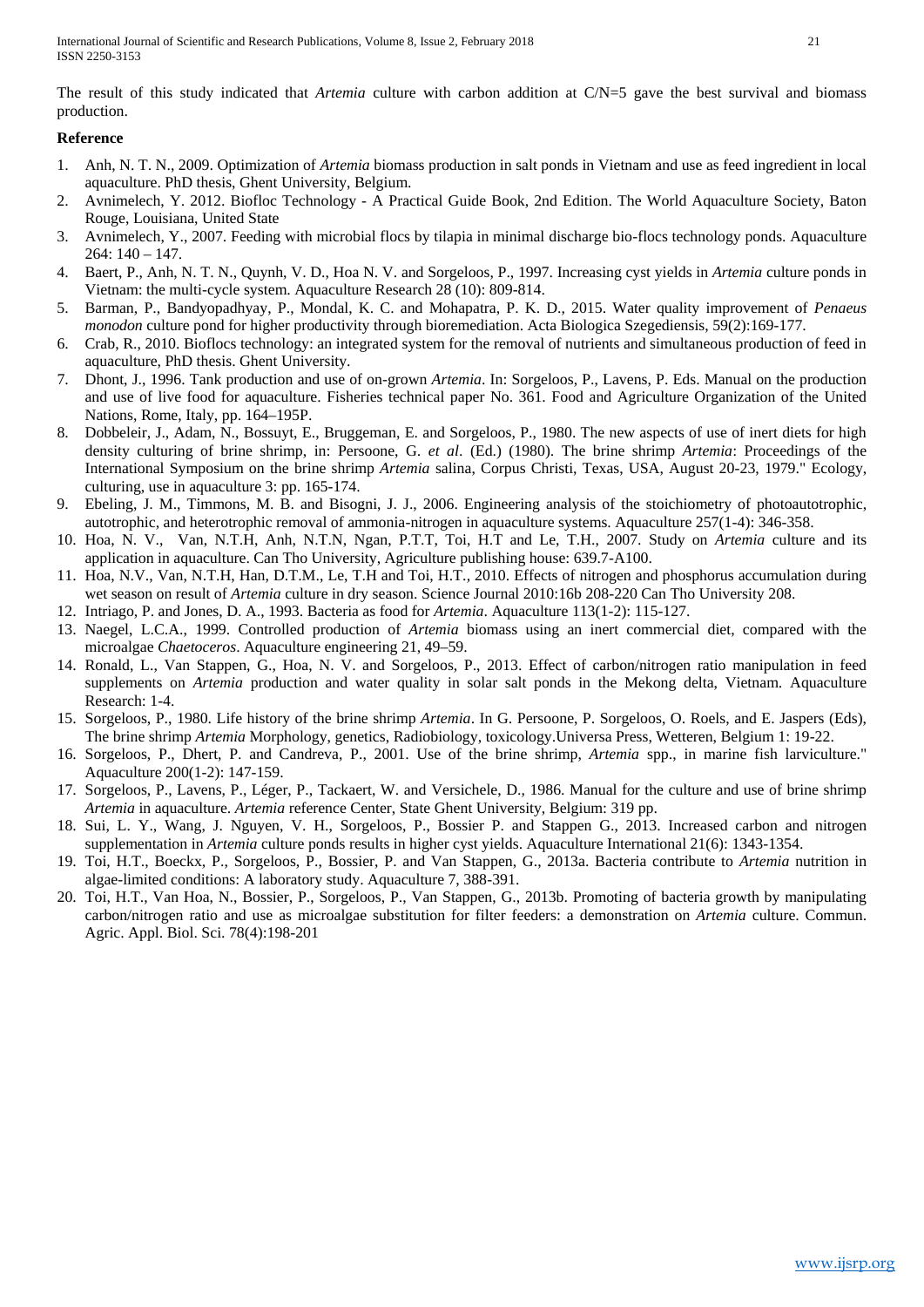The result of this study indicated that *Artemia* culture with carbon addition at C/N=5 gave the best survival and biomass production.

**Reference**

1. Anh, N. T. N., 2009. Optimization of *Artemia* biomass production in salt ponds in Vietnam and use as feed ingredient in local aquaculture. PhD thesis, Ghent University, Belgium.
2. Avnimelech, Y. 2012. Biofloc Technology - A Practical Guide Book, 2nd Edition. The World Aquaculture Society, Baton Rouge, Louisiana, United State
3. Avnimelech, Y., 2007. Feeding with microbial flocs by tilapia in minimal discharge bio-flocs technology ponds. Aquaculture 264: 140 – 147.
4. Baert, P., Anh, N. T. N., Quynh, V. D., Hoa N. V. and Sorgeloos, P., 1997. Increasing cyst yields in *Artemia* culture ponds in Vietnam: the multi-cycle system. Aquaculture Research 28 (10): 809-814.
5. Barman, P., Bandyopadhyay, P., Mondal, K. C. and Mohapatra, P. K. D., 2015. Water quality improvement of *Penaeus monodon* culture pond for higher productivity through bioremediation. Acta Biologica Szegediensis, 59(2):169-177.
6. Crab, R., 2010. Bioflocs technology: an integrated system for the removal of nutrients and simultaneous production of feed in aquaculture, PhD thesis. Ghent University.
7. Dhont, J., 1996. Tank production and use of on-grown *Artemia*. In: Sorgeloos, P., Lavens, P. Eds. Manual on the production and use of live food for aquaculture. Fisheries technical paper No. 361. Food and Agriculture Organization of the United Nations, Rome, Italy, pp. 164–195P.
8. Dobbeleir, J., Adam, N., Bossuyt, E., Bruggeman, E. and Sorgeloos, P., 1980. The new aspects of use of inert diets for high density culturing of brine shrimp, in: Persoone, G. *et al*. (Ed.) (1980). The brine shrimp *Artemia*: Proceedings of the International Symposium on the brine shrimp *Artemia* salina, Corpus Christi, Texas, USA, August 20-23, 1979." Ecology, culturing, use in aquaculture 3: pp. 165-174.
9. Ebeling, J. M., Timmons, M. B. and Bisogni, J. J., 2006. Engineering analysis of the stoichiometry of photoautotrophic, autotrophic, and heterotrophic removal of ammonia-nitrogen in aquaculture systems. Aquaculture 257(1-4): 346-358.
10. Hoa, N. V., Van, N.T.H, Anh, N.T.N, Ngan, P.T.T, Toi, H.T and Le, T.H., 2007. Study on *Artemia* culture and its application in aquaculture. Can Tho University, Agriculture publishing house: 639.7-A100.
11. Hoa, N.V., Van, N.T.H, Han, D.T.M., Le, T.H and Toi, H.T., 2010. Effects of nitrogen and phosphorus accumulation during wet season on result of *Artemia* culture in dry season. Science Journal 2010:16b 208-220 Can Tho University 208.
12. Intriago, P. and Jones, D. A., 1993. Bacteria as food for *Artemia*. Aquaculture 113(1-2): 115-127.
13. Naegel, L.C.A., 1999. Controlled production of *Artemia* biomass using an inert commercial diet, compared with the microalgae *Chaetoceros*. Aquaculture engineering 21, 49–59.
14. Ronald, L., Van Stappen, G., Hoa, N. V. and Sorgeloos, P., 2013. Effect of carbon/nitrogen ratio manipulation in feed supplements on *Artemia* production and water quality in solar salt ponds in the Mekong delta, Vietnam. Aquaculture Research: 1-4.
15. Sorgeloos, P., 1980. Life history of the brine shrimp *Artemia*. In G. Persoone, P. Sorgeloos, O. Roels, and E. Jaspers (Eds), The brine shrimp *Artemia* Morphology, genetics, Radiobiology, toxicology.Universa Press, Wetteren, Belgium 1: 19-22.
16. Sorgeloos, P., Dhert, P. and Candreva, P., 2001. Use of the brine shrimp, *Artemia* spp., in marine fish larviculture." Aquaculture 200(1-2): 147-159.
17. Sorgeloos, P., Lavens, P., Léger, P., Tackaert, W. and Versichele, D., 1986. Manual for the culture and use of brine shrimp *Artemia* in aquaculture. *Artemia* reference Center, State Ghent University, Belgium: 319 pp.
18. Sui, L. Y., Wang, J. Nguyen, V. H., Sorgeloos, P., Bossier P. and Stappen G., 2013. Increased carbon and nitrogen supplementation in *Artemia* culture ponds results in higher cyst yields. Aquaculture International 21(6): 1343-1354.
19. Toi, H.T., Boeckx, P., Sorgeloos, P., Bossier, P. and Van Stappen, G., 2013a. Bacteria contribute to *Artemia* nutrition in algae-limited conditions: A laboratory study. Aquaculture 7, 388-391.
20. Toi, H.T., Van Hoa, N., Bossier, P., Sorgeloos, P., Van Stappen, G., 2013b. Promoting of bacteria growth by manipulating carbon/nitrogen ratio and use as microalgae substitution for filter feeders: a demonstration on *Artemia* culture. Commun. Agric. Appl. Biol. Sci. 78(4):198-201